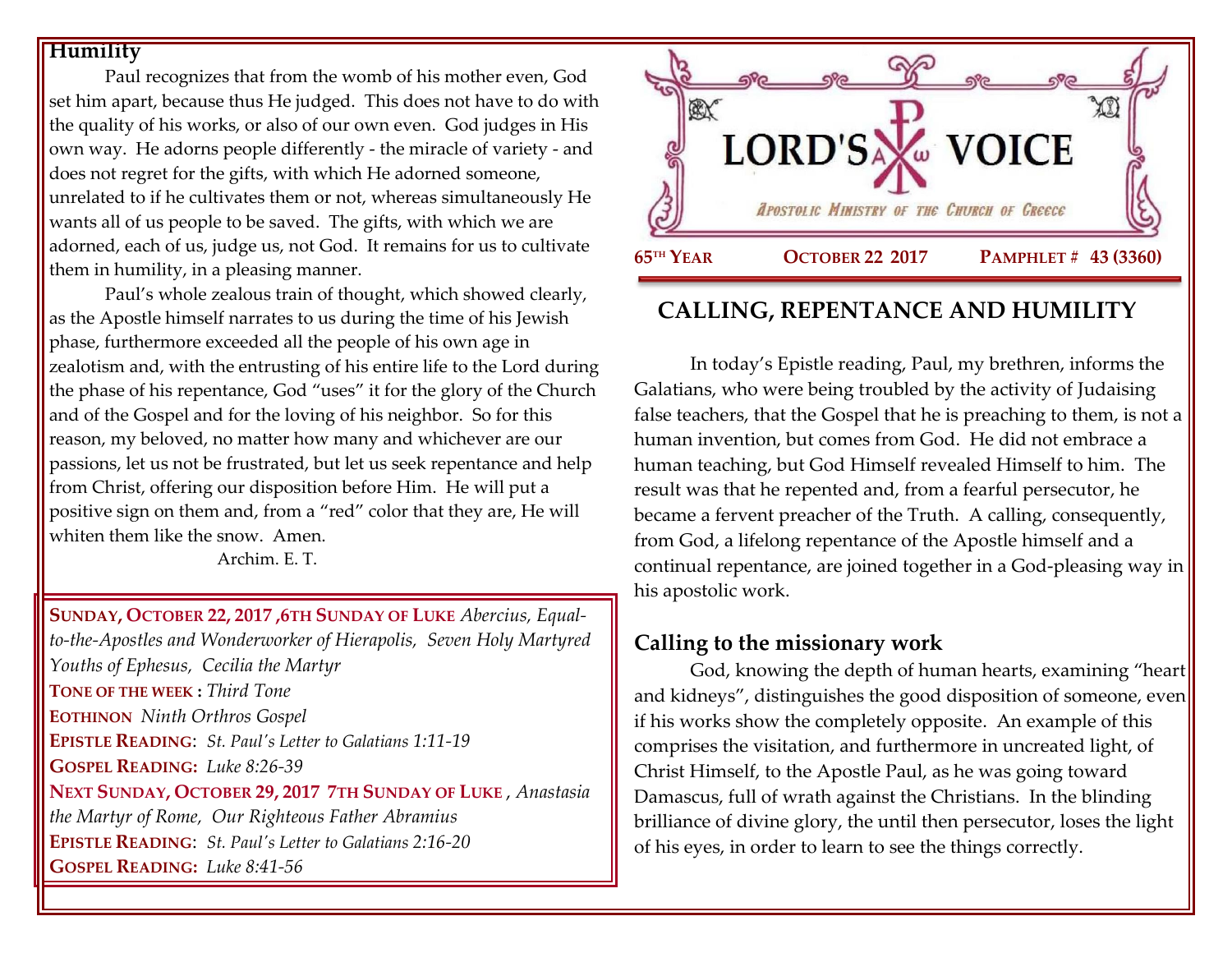# LORD'S VOICE

*Apostolic Ministry of the Church of Greece*

65TH YEAR | OCTOBER 22 2017 | PAMPHLET # 43 (3360)

## CALLING, REPENTANCE AND HUMILITY

In today's Epistle reading, Paul, my brethren, informs the Galatians, who were being troubled by the activity of Judaising false teachers, that the Gospel that he is preaching to them, is not a human invention, but comes from God. He did not embrace a human teaching, but God Himself revealed Himself to him. The result was that he repented and, from a fearful persecutor, he became a fervent preacher of the Truth. A calling, consequently, from God, a lifelong repentance of the Apostle himself and a continual repentance, are joined together in a God-pleasing way in his apostolic work.

### Calling to the missionary work

God, knowing the depth of human hearts, examining "heart and kidneys", distinguishes the good disposition of someone, even if his works show the completely opposite. An example of this comprises the visitation, and furthermore in uncreated light, of Christ Himself, to the Apostle Paul, as he was going toward Damascus, full of wrath against the Christians. In the blinding brilliance of divine glory, the until then persecutor, loses the light of his eyes, in order to learn to see the things correctly.

### Humility

Paul recognizes that from the womb of his mother even, God set him apart, because thus He judged. This does not have to do with the quality of his works, or also of our own even. God judges in His own way. He adorns people differently - the miracle of variety - and does not regret for the gifts, with which He adorned someone, unrelated to if he cultivates them or not, whereas simultaneously He wants all of us people to be saved. The gifts, with which we are adorned, each of us, judge us, not God. It remains for us to cultivate them in humility, in a pleasing manner.

Paul's whole zealous train of thought, which showed clearly, as the Apostle himself narrates to us during the time of his Jewish phase, furthermore exceeded all the people of his own age in zealotism and, with the entrusting of his entire life to the Lord during the phase of his repentance, God "uses" it for the glory of the Church and of the Gospel and for the loving of his neighbor. So for this reason, my beloved, no matter how many and whichever are our passions, let us not be frustrated, but let us seek repentance and help from Christ, offering our disposition before Him. He will put a positive sign on them and, from a "red" color that they are, He will whiten them like the snow. Amen.

Archim. E. T.

---

**SUNDAY, OCTOBER 22, 2017 ,6TH SUNDAY OF LUKE** *Abercius, Equal-to-the-Apostles and Wonderworker of Hierapolis, Seven Holy Martyred Youths of Ephesus, Cecilia the Martyr*

**TONE OF THE WEEK :** *Third Tone*

**EOTHINON** *Ninth Orthros Gospel*

**EPISTLE READING**: *St. Paul's Letter to Galatians 1:11-19*

**GOSPEL READING:** *Luke 8:26-39*

**NEXT SUNDAY, OCTOBER 29, 2017 7TH SUNDAY OF LUKE** , *Anastasia the Martyr of Rome, Our Righteous Father Abramius*

**EPISTLE READING**: *St. Paul's Letter to Galatians 2:16-20*

**GOSPEL READING:** *Luke 8:41-56*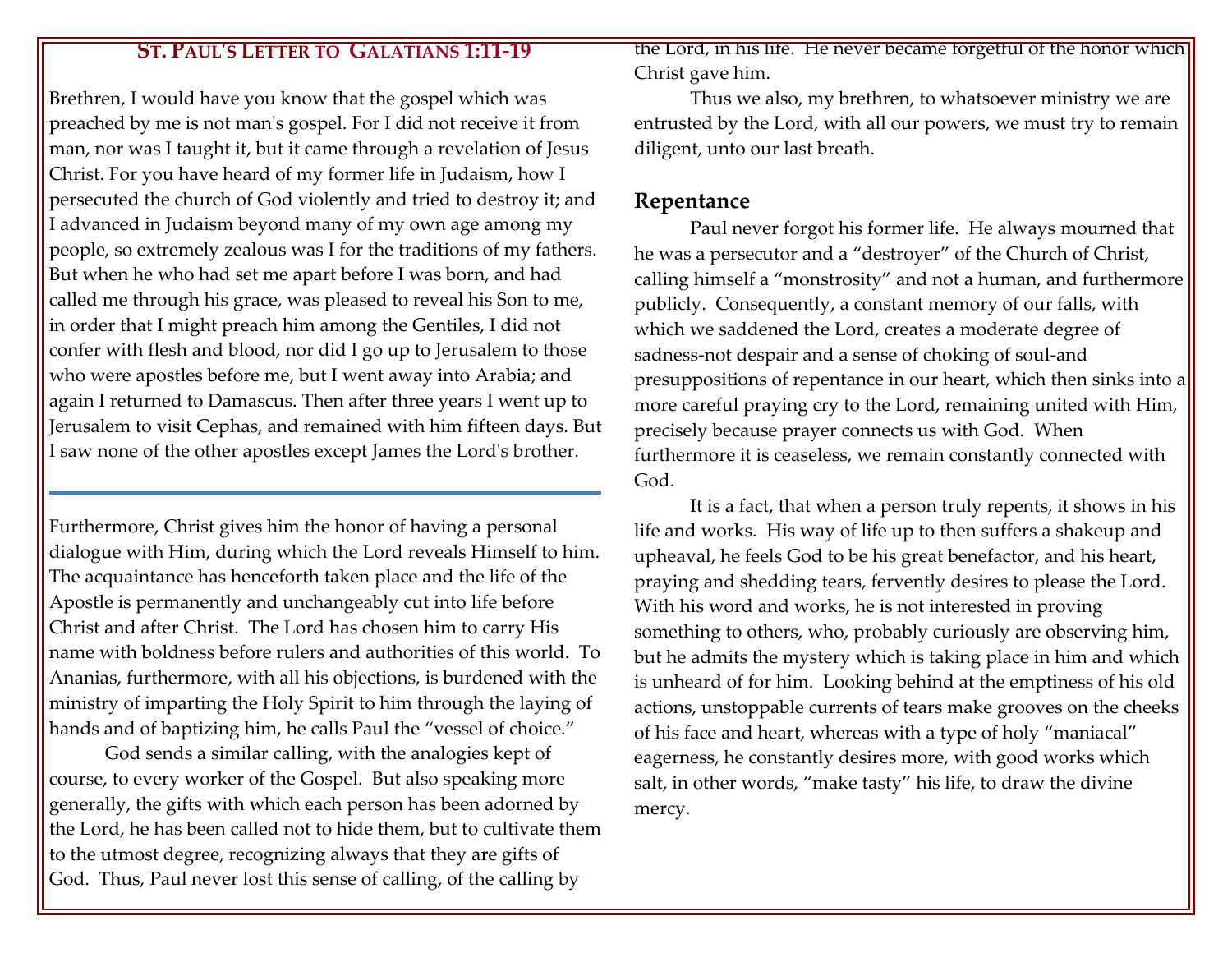## St. Paul's Letter to Galatians 1:11-19

Brethren, I would have you know that the gospel which was preached by me is not man's gospel. For I did not receive it from man, nor was I taught it, but it came through a revelation of Jesus Christ. For you have heard of my former life in Judaism, how I persecuted the church of God violently and tried to destroy it; and I advanced in Judaism beyond many of my own age among my people, so extremely zealous was I for the traditions of my fathers. But when he who had set me apart before I was born, and had called me through his grace, was pleased to reveal his Son to me, in order that I might preach him among the Gentiles, I did not confer with flesh and blood, nor did I go up to Jerusalem to those who were apostles before me, but I went away into Arabia; and again I returned to Damascus. Then after three years I went up to Jerusalem to visit Cephas, and remained with him fifteen days. But I saw none of the other apostles except James the Lord's brother.

---

Furthermore, Christ gives him the honor of having a personal dialogue with Him, during which the Lord reveals Himself to him. The acquaintance has henceforth taken place and the life of the Apostle is permanently and unchangeably cut into life before Christ and after Christ. The Lord has chosen him to carry His name with boldness before rulers and authorities of this world. To Ananias, furthermore, with all his objections, is burdened with the ministry of imparting the Holy Spirit to him through the laying of hands and of baptizing him, he calls Paul the "vessel of choice."

God sends a similar calling, with the analogies kept of course, to every worker of the Gospel. But also speaking more generally, the gifts with which each person has been adorned by the Lord, he has been called not to hide them, but to cultivate them to the utmost degree, recognizing always that they are gifts of God. Thus, Paul never lost this sense of calling, of the calling by the Lord, in his life. He never became forgetful of the honor which Christ gave him.

Thus we also, my brethren, to whatsoever ministry we are entrusted by the Lord, with all our powers, we must try to remain diligent, unto our last breath.

### Repentance

Paul never forgot his former life. He always mourned that he was a persecutor and a "destroyer" of the Church of Christ, calling himself a "monstrosity" and not a human, and furthermore publicly. Consequently, a constant memory of our falls, with which we saddened the Lord, creates a moderate degree of sadness-not despair and a sense of choking of soul-and presuppositions of repentance in our heart, which then sinks into a more careful praying cry to the Lord, remaining united with Him, precisely because prayer connects us with God. When furthermore it is ceaseless, we remain constantly connected with God.

It is a fact, that when a person truly repents, it shows in his life and works. His way of life up to then suffers a shakeup and upheaval, he feels God to be his great benefactor, and his heart, praying and shedding tears, fervently desires to please the Lord. With his word and works, he is not interested in proving something to others, who, probably curiously are observing him, but he admits the mystery which is taking place in him and which is unheard of for him. Looking behind at the emptiness of his old actions, unstoppable currents of tears make grooves on the cheeks of his face and heart, whereas with a type of holy "maniacal" eagerness, he constantly desires more, with good works which salt, in other words, "make tasty" his life, to draw the divine mercy.